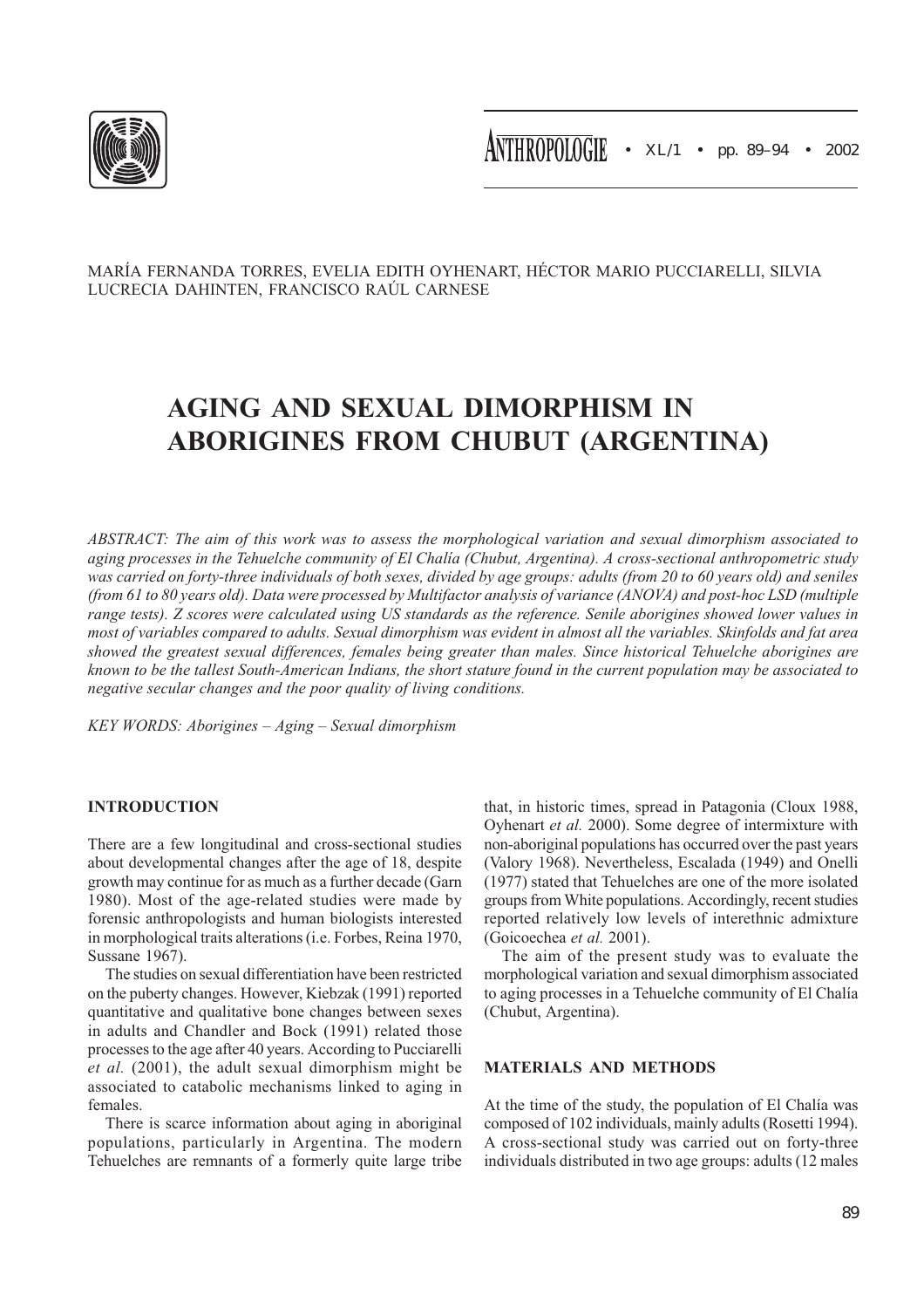MARÍA FERNANDA TORRES, EVELIA EDITH OYHENART, HÉCTOR MARIO PUCCIARELLI, SILVIA LUCRECIA DAHINTEN, FRANCISCO RAÚL CARNESE

# AGING AND SEXUAL DIMORPHISM IN ABORIGINES FROM CHUBUT (ARGENTINA)

*ABSTRACT: The aim of this work was to assess the morphological variation and sexual dimorphism associated to aging processes in the Tehuelche community of El Chalía (Chubut, Argentina). A cross-sectional anthropometric study was carried on forty-three individuals of both sexes, divided by age groups: adults (from 20 to 60 years old) and seniles (from 61 to 80 years old). Data were processed by Multifactor analysis of variance (ANOVA) and post-hoc LSD (multiple range tests). Z scores were calculated using US standards as the reference. Senile aborigines showed lower values in most of variables compared to adults. Sexual dimorphism was evident in almost all the variables. Skinfolds and fat area showed the greatest sexual differences, females being greater than males. Since historical Tehuelche aborigines are known to be the tallest South-American Indians, the short stature found in the current population may be associated to negative secular changes and the poor quality of living conditions.*

*KEY WORDS: Aborigines – Aging – Sexual dimorphism*

## INTRODUCTION

There are a few longitudinal and cross-sectional studies about developmental changes after the age of 18, despite growth may continue for as much as a further decade (Garn 1980). Most of the age-related studies were made by forensic anthropologists and human biologists interested in morphological traits alterations (i.e. Forbes, Reina 1970, Sussane 1967).

The studies on sexual differentiation have been restricted on the puberty changes. However, Kiebzak (1991) reported quantitative and qualitative bone changes between sexes in adults and Chandler and Bock (1991) related those processes to the age after 40 years. According to Pucciarelli *et al*. (2001), the adult sexual dimorphism might be associated to catabolic mechanisms linked to aging in females.

There is scarce information about aging in aboriginal populations, particularly in Argentina. The modern Tehuelches are remnants of a formerly quite large tribe that, in historic times, spread in Patagonia (Cloux 1988, Oyhenart *et al.* 2000). Some degree of intermixture with non-aboriginal populations has occurred over the past years (Valory 1968). Nevertheless, Escalada (1949) and Onelli (1977) stated that Tehuelches are one of the more isolated groups from White populations. Accordingly, recent studies reported relatively low levels of interethnic admixture (Goicoechea *et al.* 2001).

The aim of the present study was to evaluate the morphological variation and sexual dimorphism associated to aging processes in a Tehuelche community of El Chalía (Chubut, Argentina).

## MATERIALS AND METHODS

At the time of the study, the population of El Chalía was composed of 102 individuals, mainly adults (Rosetti 1994). A cross-sectional study was carried out on forty-three individuals distributed in two age groups: adults (12 males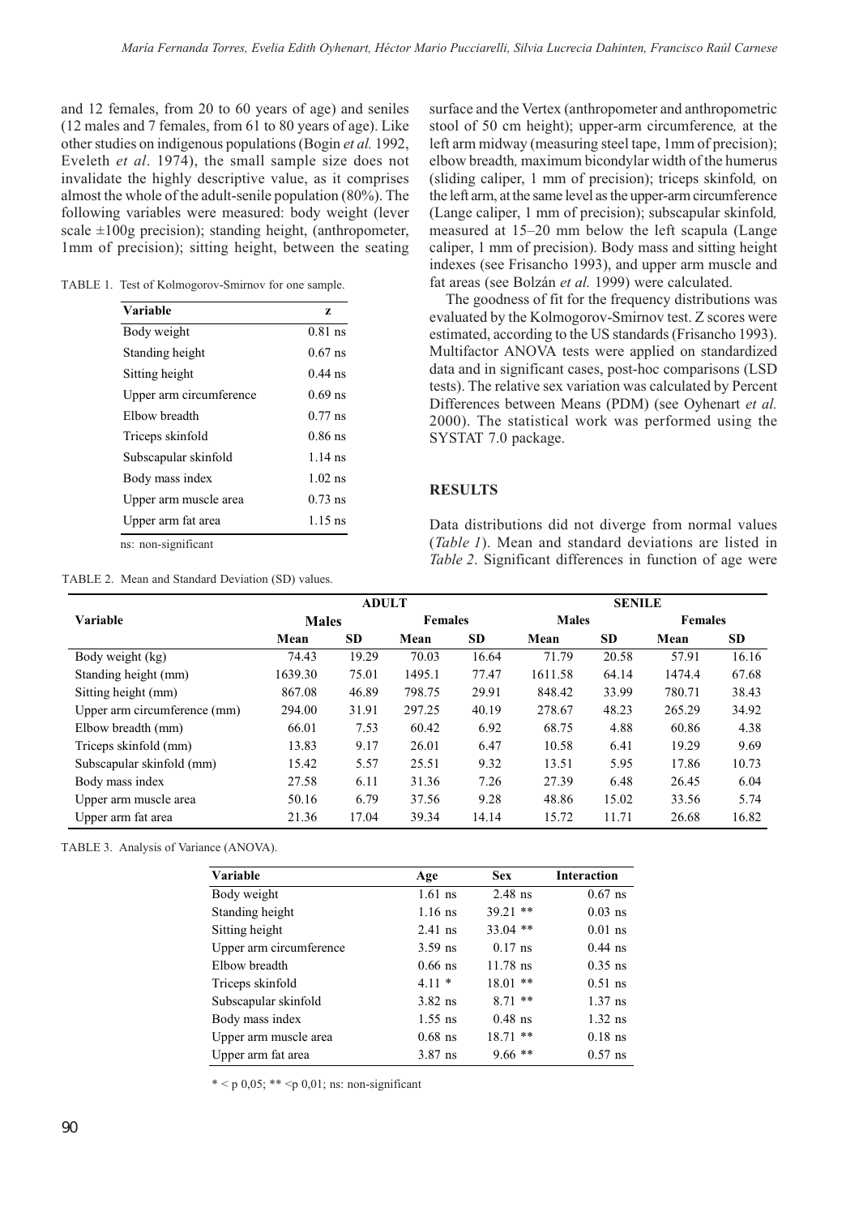and 12 females, from 20 to 60 years of age) and seniles (12 males and 7 females, from 61 to 80 years of age). Like other studies on indigenous populations (Bogin *et al.* 1992, Eveleth *et al*. 1974), the small sample size does not invalidate the highly descriptive value, as it comprises almost the whole of the adult-senile population (80%). The following variables were measured: body weight (lever scale ±100g precision); standing height, (anthropometer, 1mm of precision); sitting height, between the seating surface and the Vertex (anthropometer and anthropometric stool of 50 cm height); upper-arm circumference*,* at the left arm midway (measuring steel tape, 1mm of precision); elbow breadth*,* maximum bicondylar width of the humerus (sliding caliper, 1 mm of precision); triceps skinfold*,* on the left arm, at the same level as the upper-arm circumference (Lange caliper, 1 mm of precision); subscapular skinfold*,* measured at 15–20 mm below the left scapula (Lange caliper, 1 mm of precision). Body mass and sitting height indexes (see Frisancho 1993), and upper arm muscle and fat areas (see Bolzán *et al.* 1999) were calculated.

The goodness of fit for the frequency distributions was evaluated by the Kolmogorov-Smirnov test. Z scores were estimated, according to the US standards (Frisancho 1993). Multifactor ANOVA tests were applied on standardized data and in significant cases, post-hoc comparisons (LSD tests). The relative sex variation was calculated by Percent Differences between Means (PDM) (see Oyhenart *et al.* 2000). The statistical work was performed using the SYSTAT 7.0 package.

TABLE 1. Test of Kolmogorov-Smirnov for one sample.

| Variable | z |
|---|---|
| Body weight | 0.81 ns |
| Standing height | 0.67 ns |
| Sitting height | 0.44 ns |
| Upper arm circumference | 0.69 ns |
| Elbow breadth | 0.77 ns |
| Triceps skinfold | 0.86 ns |
| Subscapular skinfold | 1.14 ns |
| Body mass index | 1.02 ns |
| Upper arm muscle area | 0.73 ns |
| Upper arm fat area | 1.15 ns |

ns: non-significant

## RESULTS

Data distributions did not diverge from normal values (*Table 1*). Mean and standard deviations are listed in *Table 2*. Significant differences in function of age were

TABLE 2. Mean and Standard Deviation (SD) values.

| Variable | ADULT | | | | SENILE | | | |
|---|---|---|---|---|---|---|---|---|
| | Males | | Females | | Males | | Females | |
| | Mean | SD | Mean | SD | Mean | SD | Mean | SD |
| Body weight (kg) | 74.43 | 19.29 | 70.03 | 16.64 | 71.79 | 20.58 | 57.91 | 16.16 |
| Standing height (mm) | 1639.30 | 75.01 | 1495.1 | 77.47 | 1611.58 | 64.14 | 1474.4 | 67.68 |
| Sitting height (mm) | 867.08 | 46.89 | 798.75 | 29.91 | 848.42 | 33.99 | 780.71 | 38.43 |
| Upper arm circumference (mm) | 294.00 | 31.91 | 297.25 | 40.19 | 278.67 | 48.23 | 265.29 | 34.92 |
| Elbow breadth (mm) | 66.01 | 7.53 | 60.42 | 6.92 | 68.75 | 4.88 | 60.86 | 4.38 |
| Triceps skinfold (mm) | 13.83 | 9.17 | 26.01 | 6.47 | 10.58 | 6.41 | 19.29 | 9.69 |
| Subscapular skinfold (mm) | 15.42 | 5.57 | 25.51 | 9.32 | 13.51 | 5.95 | 17.86 | 10.73 |
| Body mass index | 27.58 | 6.11 | 31.36 | 7.26 | 27.39 | 6.48 | 26.45 | 6.04 |
| Upper arm muscle area | 50.16 | 6.79 | 37.56 | 9.28 | 48.86 | 15.02 | 33.56 | 5.74 |
| Upper arm fat area | 21.36 | 17.04 | 39.34 | 14.14 | 15.72 | 11.71 | 26.68 | 16.82 |

TABLE 3. Analysis of Variance (ANOVA).

| Variable | Age | Sex | Interaction |
|---|---|---|---|
| Body weight | 1.61 ns | 2.48 ns | 0.67 ns |
| Standing height | 1.16 ns | 39.21 ** | 0.03 ns |
| Sitting height | 2.41 ns | 33.04 ** | 0.01 ns |
| Upper arm circumference | 3.59 ns | 0.17 ns | 0.44 ns |
| Elbow breadth | 0.66 ns | 11.78 ns | 0.35 ns |
| Triceps skinfold | 4.11 * | 18.01 ** | 0.51 ns |
| Subscapular skinfold | 3.82 ns | 8.71 ** | 1.37 ns |
| Body mass index | 1.55 ns | 0.48 ns | 1.32 ns |
| Upper arm muscle area | 0.68 ns | 18.71 ** | 0.18 ns |
| Upper arm fat area | 3.87 ns | 9.66 ** | 0.57 ns |

* < p 0,05; ** <p 0,01; ns: non-significant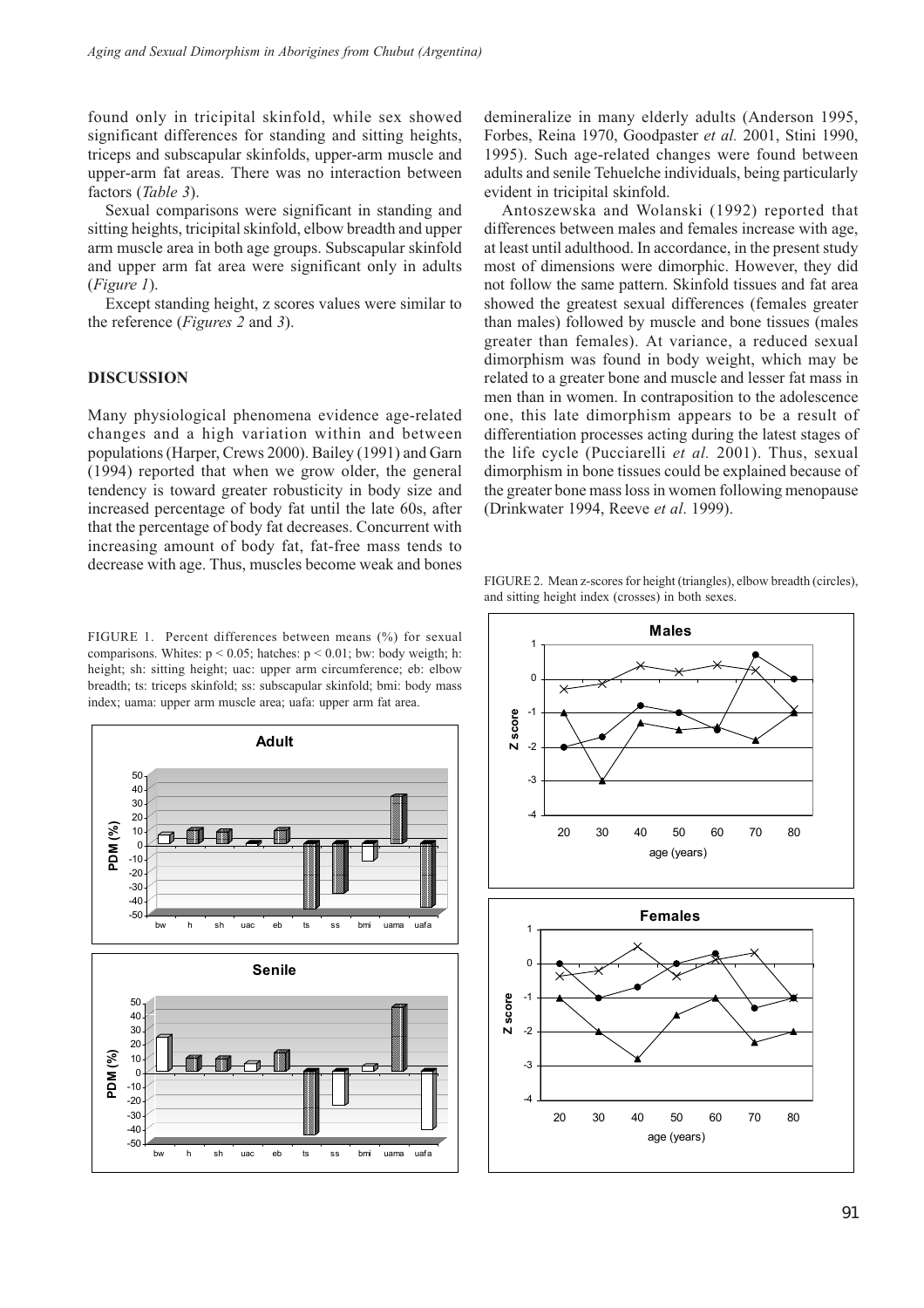found only in tricipital skinfold, while sex showed significant differences for standing and sitting heights, triceps and subscapular skinfolds, upper-arm muscle and upper-arm fat areas. There was no interaction between factors (*Table 3*).

Sexual comparisons were significant in standing and sitting heights, tricipital skinfold, elbow breadth and upper arm muscle area in both age groups. Subscapular skinfold and upper arm fat area were significant only in adults (*Figure 1*).

Except standing height, z scores values were similar to the reference (*Figures 2* and *3*).

## DISCUSSION

Many physiological phenomena evidence age-related changes and a high variation within and between populations (Harper, Crews 2000). Bailey (1991) and Garn (1994) reported that when we grow older, the general tendency is toward greater robusticity in body size and increased percentage of body fat until the late 60s, after that the percentage of body fat decreases. Concurrent with increasing amount of body fat, fat-free mass tends to decrease with age. Thus, muscles become weak and bones demineralize in many elderly adults (Anderson 1995, Forbes, Reina 1970, Goodpaster *et al.* 2001, Stini 1990, 1995). Such age-related changes were found between adults and senile Tehuelche individuals, being particularly evident in tricipital skinfold.

Antoszewska and Wolanski (1992) reported that differences between males and females increase with age, at least until adulthood. In accordance, in the present study most of dimensions were dimorphic. However, they did not follow the same pattern. Skinfold tissues and fat area showed the greatest sexual differences (females greater than males) followed by muscle and bone tissues (males greater than females). At variance, a reduced sexual dimorphism was found in body weight, which may be related to a greater bone and muscle and lesser fat mass in men than in women. In contraposition to the adolescence one, this late dimorphism appears to be a result of differentiation processes acting during the latest stages of the life cycle (Pucciarelli *et al.* 2001). Thus, sexual dimorphism in bone tissues could be explained because of the greater bone mass loss in women following menopause (Drinkwater 1994, Reeve *et al*. 1999).

FIGURE 1. Percent differences between means (%) for sexual comparisons. Whites: $p < 0.05$; hatches: $p < 0.01$; bw: body weigth; h: height; sh: sitting height; uac: upper arm circumference; eb: elbow breadth; ts: triceps skinfold; ss: subscapular skinfold; bmi: body mass index; uama: upper arm muscle area; uafa: upper arm fat area.

FIGURE 2. Mean z-scores for height (triangles), elbow breadth (circles), and sitting height index (crosses) in both sexes.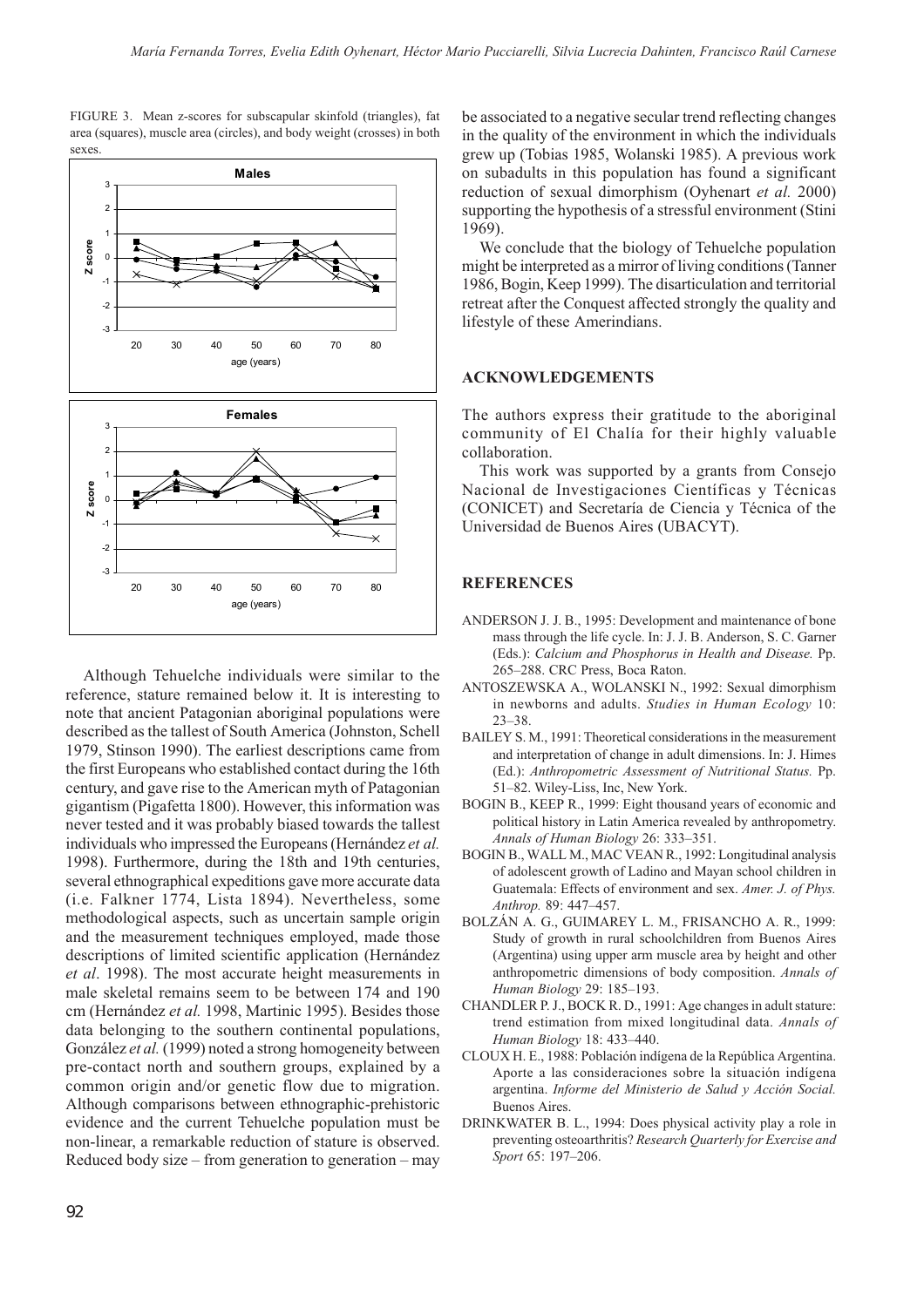FIGURE 3. Mean z-scores for subscapular skinfold (triangles), fat area (squares), muscle area (circles), and body weight (crosses) in both sexes.

Although Tehuelche individuals were similar to the reference, stature remained below it. It is interesting to note that ancient Patagonian aboriginal populations were described as the tallest of South America (Johnston, Schell 1979, Stinson 1990). The earliest descriptions came from the first Europeans who established contact during the 16th century, and gave rise to the American myth of Patagonian gigantism (Pigafetta 1800). However, this information was never tested and it was probably biased towards the tallest individuals who impressed the Europeans (Hernández *et al.* 1998). Furthermore, during the 18th and 19th centuries, several ethnographical expeditions gave more accurate data (i.e. Falkner 1774, Lista 1894). Nevertheless, some methodological aspects, such as uncertain sample origin and the measurement techniques employed, made those descriptions of limited scientific application (Hernández *et al*. 1998). The most accurate height measurements in male skeletal remains seem to be between 174 and 190 cm (Hernández *et al.* 1998, Martinic 1995). Besides those data belonging to the southern continental populations, González *et al.* (1999) noted a strong homogeneity between pre-contact north and southern groups, explained by a common origin and/or genetic flow due to migration. Although comparisons between ethnographic-prehistoric evidence and the current Tehuelche population must be non-linear, a remarkable reduction of stature is observed. Reduced body size – from generation to generation – may be associated to a negative secular trend reflecting changes in the quality of the environment in which the individuals grew up (Tobias 1985, Wolanski 1985). A previous work on subadults in this population has found a significant reduction of sexual dimorphism (Oyhenart *et al.* 2000) supporting the hypothesis of a stressful environment (Stini 1969).

We conclude that the biology of Tehuelche population might be interpreted as a mirror of living conditions (Tanner 1986, Bogin, Keep 1999). The disarticulation and territorial retreat after the Conquest affected strongly the quality and lifestyle of these Amerindians.

## ACKNOWLEDGEMENTS

The authors express their gratitude to the aboriginal community of El Chalía for their highly valuable collaboration.

This work was supported by a grants from Consejo Nacional de Investigaciones Científicas y Técnicas (CONICET) and Secretaría de Ciencia y Técnica of the Universidad de Buenos Aires (UBACYT).

## REFERENCES

ANDERSON J. J. B., 1995: Development and maintenance of bone mass through the life cycle. In: J. J. B. Anderson, S. C. Garner (Eds.): *Calcium and Phosphorus in Health and Disease.* Pp. 265–288. CRC Press, Boca Raton.

ANTOSZEWSKA A., WOLANSKI N., 1992: Sexual dimorphism in newborns and adults. *Studies in Human Ecology* 10: 23–38.

BAILEY S. M., 1991: Theoretical considerations in the measurement and interpretation of change in adult dimensions. In: J. Himes (Ed.): *Anthropometric Assessment of Nutritional Status.* Pp. 51–82. Wiley-Liss, Inc, New York.

BOGIN B., KEEP R., 1999: Eight thousand years of economic and political history in Latin America revealed by anthropometry. *Annals of Human Biology* 26: 333–351.

BOGIN B., WALL M., MAC VEAN R., 1992: Longitudinal analysis of adolescent growth of Ladino and Mayan school children in Guatemala: Effects of environment and sex. *Amer. J. of Phys. Anthrop.* 89: 447–457.

BOLZÁN A. G., GUIMAREY L. M., FRISANCHO A. R., 1999: Study of growth in rural schoolchildren from Buenos Aires (Argentina) using upper arm muscle area by height and other anthropometric dimensions of body composition. *Annals of Human Biology* 29: 185–193.

CHANDLER P. J., BOCK R. D., 1991: Age changes in adult stature: trend estimation from mixed longitudinal data. *Annals of Human Biology* 18: 433–440.

CLOUX H. E., 1988: Población indígena de la República Argentina. Aporte a las consideraciones sobre la situación indígena argentina. *Informe del Ministerio de Salud y Acción Social.* Buenos Aires.

DRINKWATER B. L., 1994: Does physical activity play a role in preventing osteoarthritis? *Research Quarterly for Exercise and Sport* 65: 197–206.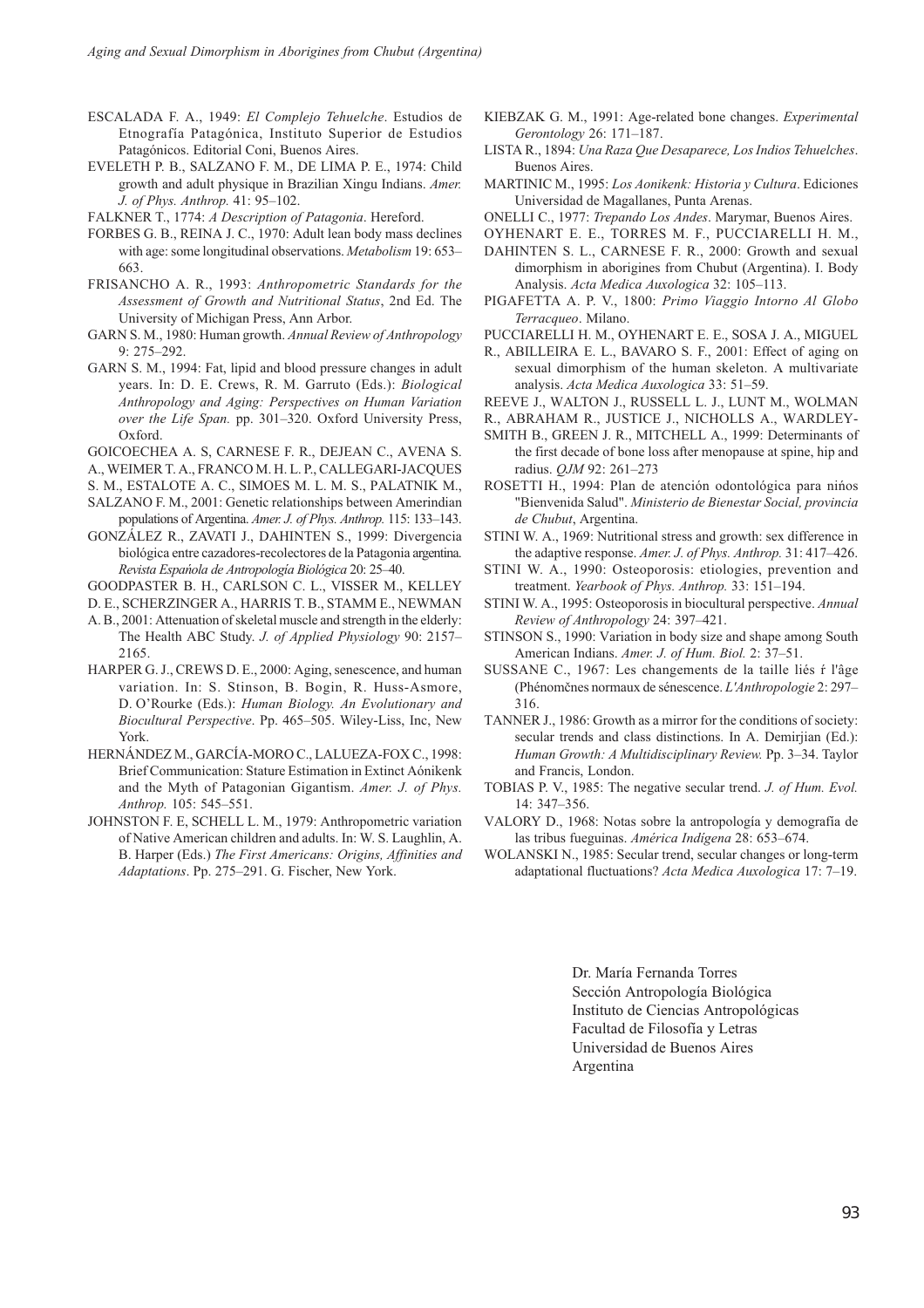ESCALADA F. A., 1949: *El Complejo Tehuelche*. Estudios de Etnografía Patagónica, Instituto Superior de Estudios Patagónicos. Editorial Coni, Buenos Aires.

EVELETH P. B., SALZANO F. M., DE LIMA P. E., 1974: Child growth and adult physique in Brazilian Xingu Indians. *Amer. J. of Phys. Anthrop.* 41: 95–102.

FALKNER T., 1774: *A Description of Patagonia*. Hereford.

FORBES G. B., REINA J. C., 1970: Adult lean body mass declines with age: some longitudinal observations. *Metabolism* 19: 653–663.

FRISANCHO A. R., 1993: *Anthropometric Standards for the Assessment of Growth and Nutritional Status*, 2nd Ed. The University of Michigan Press, Ann Arbor.

GARN S. M., 1980: Human growth. *Annual Review of Anthropology* 9: 275–292.

GARN S. M., 1994: Fat, lipid and blood pressure changes in adult years. In: D. E. Crews, R. M. Garruto (Eds.): *Biological Anthropology and Aging: Perspectives on Human Variation over the Life Span.* pp. 301–320. Oxford University Press, Oxford.

GOICOECHEA A. S, CARNESE F. R., DEJEAN C., AVENA S. A., WEIMER T. A., FRANCO M. H. L. P., CALLEGARI-JACQUES S. M., ESTALOTE A. C., SIMOES M. L. M. S., PALATNIK M., SALZANO F. M., 2001: Genetic relationships between Amerindian populations of Argentina. *Amer. J. of Phys. Anthrop.* 115: 133–143.

GONZÁLEZ R., ZAVATI J., DAHINTEN S., 1999: Divergencia biológica entre cazadores-recolectores de la Patagonia argentina. *Revista Española de Antropología Biológica* 20: 25–40.

GOODPASTER B. H., CARLSON C. L., VISSER M., KELLEY D. E., SCHERZINGER A., HARRIS T. B., STAMM E., NEWMAN A. B., 2001: Attenuation of skeletal muscle and strength in the elderly: The Health ABC Study. *J. of Applied Physiology* 90: 2157–2165.

HARPER G. J., CREWS D. E., 2000: Aging, senescence, and human variation. In: S. Stinson, B. Bogin, R. Huss-Asmore, D. O'Rourke (Eds.): *Human Biology. An Evolutionary and Biocultural Perspective*. Pp. 465–505. Wiley-Liss, Inc, New York.

HERNÁNDEZ M., GARCÍA-MORO C., LALUEZA-FOX C., 1998: Brief Communication: Stature Estimation in Extinct Aónikenk and the Myth of Patagonian Gigantism. *Amer. J. of Phys. Anthrop.* 105: 545–551.

JOHNSTON F. E, SCHELL L. M., 1979: Anthropometric variation of Native American children and adults. In: W. S. Laughlin, A. B. Harper (Eds.) *The First Americans: Origins, Affinities and Adaptations*. Pp. 275–291. G. Fischer, New York.

KIEBZAK G. M., 1991: Age-related bone changes. *Experimental Gerontology* 26: 171–187.

LISTA R., 1894: *Una Raza Que Desaparece, Los Indios Tehuelches*. Buenos Aires.

MARTINIC M., 1995: *Los Aonikenk: Historia y Cultura*. Ediciones Universidad de Magallanes, Punta Arenas.

ONELLI C., 1977: *Trepando Los Andes*. Marymar, Buenos Aires.

OYHENART E. E., TORRES M. F., PUCCIARELLI H. M., DAHINTEN S. L., CARNESE F. R., 2000: Growth and sexual dimorphism in aborigines from Chubut (Argentina). I. Body Analysis. *Acta Medica Auxologica* 32: 105–113.

PIGAFETTA A. P. V., 1800: *Primo Viaggio Intorno Al Globo Terracqueo*. Milano.

PUCCIARELLI H. M., OYHENART E. E., SOSA J. A., MIGUEL R., ABILLEIRA E. L., BAVARO S. F., 2001: Effect of aging on sexual dimorphism of the human skeleton. A multivariate analysis. *Acta Medica Auxologica* 33: 51–59.

REEVE J., WALTON J., RUSSELL L. J., LUNT M., WOLMAN R., ABRAHAM R., JUSTICE J., NICHOLLS A., WARDLEY-SMITH B., GREEN J. R., MITCHELL A., 1999: Determinants of the first decade of bone loss after menopause at spine, hip and radius. *QJM* 92: 261–273

ROSETTI H., 1994: Plan de atención odontológica para niños "Bienvenida Salud". *Ministerio de Bienestar Social, provincia de Chubut*, Argentina.

STINI W. A., 1969: Nutritional stress and growth: sex difference in the adaptive response. *Amer. J. of Phys. Anthrop.* 31: 417–426.

STINI W. A., 1990: Osteoporosis: etiologies, prevention and treatment. *Yearbook of Phys. Anthrop.* 33: 151–194.

STINI W. A., 1995: Osteoporosis in biocultural perspective. *Annual Review of Anthropology* 24: 397–421.

STINSON S., 1990: Variation in body size and shape among South American Indians. *Amer. J. of Hum. Biol.* 2: 37–51.

SUSSANE C., 1967: Les changements de la taille liés ŕ l'âge (Phénomčnes normaux de sénescence. *L'Anthropologie* 2: 297–316.

TANNER J., 1986: Growth as a mirror for the conditions of society: secular trends and class distinctions. In A. Demirjian (Ed.): *Human Growth: A Multidisciplinary Review.* Pp. 3–34. Taylor and Francis, London.

TOBIAS P. V., 1985: The negative secular trend. *J. of Hum. Evol.* 14: 347–356.

VALORY D., 1968: Notas sobre la antropología y demografía de las tribus fueguinas. *América Indígena* 28: 653–674.

WOLANSKI N., 1985: Secular trend, secular changes or long-term adaptational fluctuations? *Acta Medica Auxologica* 17: 7–19.

Dr. María Fernanda Torres
Sección Antropología Biológica
Instituto de Ciencias Antropológicas
Facultad de Filosofía y Letras
Universidad de Buenos Aires
Argentina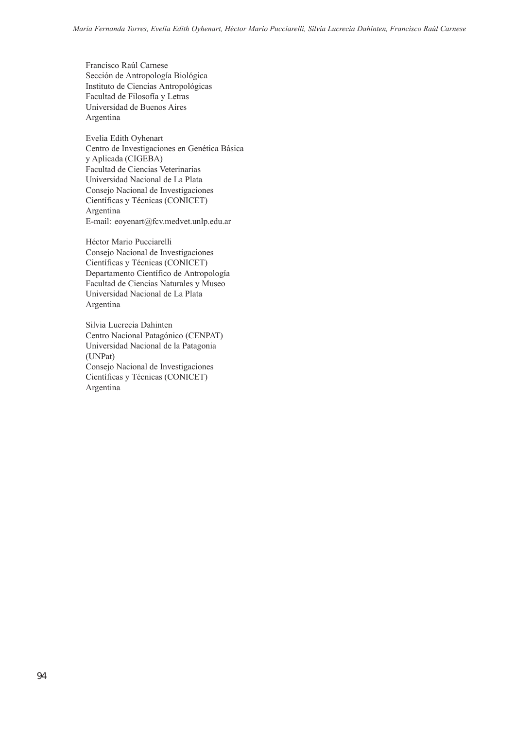Francisco Raúl Carnese
Sección de Antropología Biológica
Instituto de Ciencias Antropológicas
Facultad de Filosofía y Letras
Universidad de Buenos Aires
Argentina

Evelia Edith Oyhenart
Centro de Investigaciones en Genética Básica
y Aplicada (CIGEBA)
Facultad de Ciencias Veterinarias
Universidad Nacional de La Plata
Consejo Nacional de Investigaciones
Científicas y Técnicas (CONICET)
Argentina
E-mail: eoyenart@fcv.medvet.unlp.edu.ar

Héctor Mario Pucciarelli
Consejo Nacional de Investigaciones
Científicas y Técnicas (CONICET)
Departamento Científico de Antropología
Facultad de Ciencias Naturales y Museo
Universidad Nacional de La Plata
Argentina

Silvia Lucrecia Dahinten
Centro Nacional Patagónico (CENPAT)
Universidad Nacional de la Patagonia
(UNPat)
Consejo Nacional de Investigaciones
Científicas y Técnicas (CONICET)
Argentina